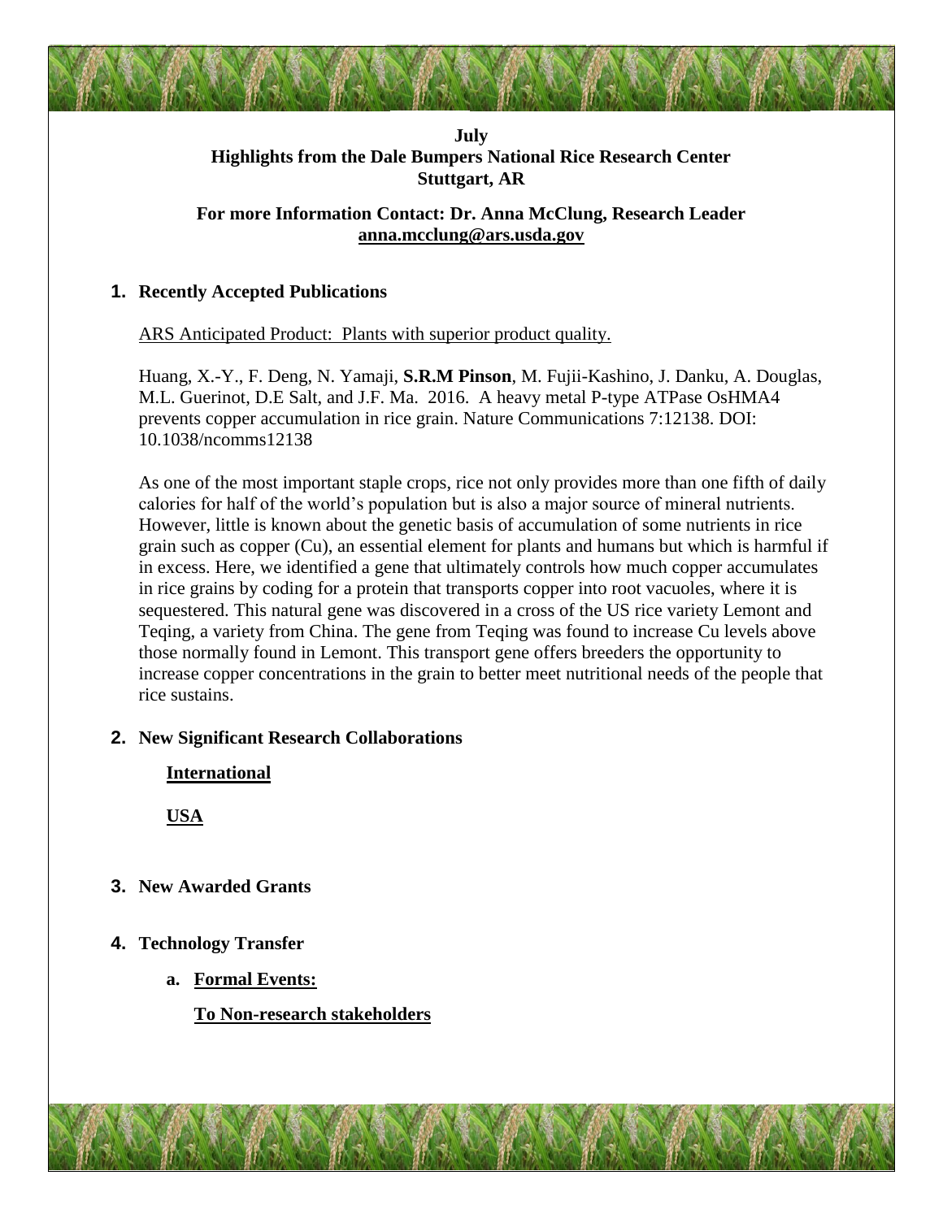**July**
**Highlights from the Dale Bumpers National Rice Research Center**
**Stuttgart, AR**

**For more Information Contact: Dr. Anna McClung, Research Leader**
**anna.mcclung@ars.usda.gov**

## 1. Recently Accepted Publications

ARS Anticipated Product: Plants with superior product quality.

Huang, X.-Y., F. Deng, N. Yamaji, **S.R.M Pinson**, M. Fujii-Kashino, J. Danku, A. Douglas, M.L. Guerinot, D.E Salt, and J.F. Ma. 2016. A heavy metal P-type ATPase OsHMA4 prevents copper accumulation in rice grain. Nature Communications 7:12138. DOI: 10.1038/ncomms12138

As one of the most important staple crops, rice not only provides more than one fifth of daily calories for half of the world's population but is also a major source of mineral nutrients. However, little is known about the genetic basis of accumulation of some nutrients in rice grain such as copper (Cu), an essential element for plants and humans but which is harmful if in excess. Here, we identified a gene that ultimately controls how much copper accumulates in rice grains by coding for a protein that transports copper into root vacuoles, where it is sequestered. This natural gene was discovered in a cross of the US rice variety Lemont and Teqing, a variety from China. The gene from Teqing was found to increase Cu levels above those normally found in Lemont. This transport gene offers breeders the opportunity to increase copper concentrations in the grain to better meet nutritional needs of the people that rice sustains.

## 2. New Significant Research Collaborations

**International**

**USA**

## 3. New Awarded Grants

## 4. Technology Transfer

**a. Formal Events:**

**To Non-research stakeholders**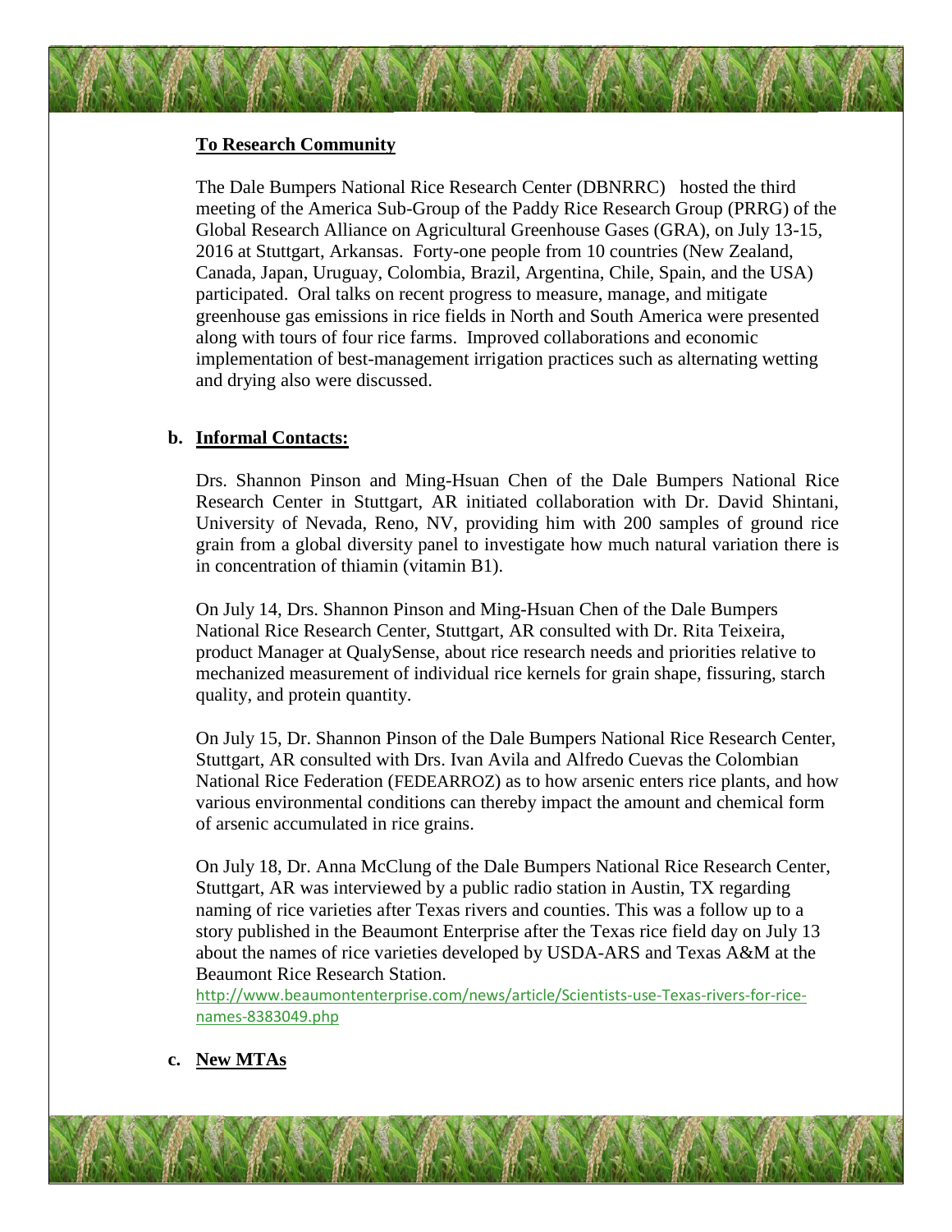**To Research Community**

The Dale Bumpers National Rice Research Center (DBNRRC) hosted the third meeting of the America Sub-Group of the Paddy Rice Research Group (PRRG) of the Global Research Alliance on Agricultural Greenhouse Gases (GRA), on July 13-15, 2016 at Stuttgart, Arkansas. Forty-one people from 10 countries (New Zealand, Canada, Japan, Uruguay, Colombia, Brazil, Argentina, Chile, Spain, and the USA) participated. Oral talks on recent progress to measure, manage, and mitigate greenhouse gas emissions in rice fields in North and South America were presented along with tours of four rice farms. Improved collaborations and economic implementation of best-management irrigation practices such as alternating wetting and drying also were discussed.

**b. Informal Contacts:**

Drs. Shannon Pinson and Ming-Hsuan Chen of the Dale Bumpers National Rice Research Center in Stuttgart, AR initiated collaboration with Dr. David Shintani, University of Nevada, Reno, NV, providing him with 200 samples of ground rice grain from a global diversity panel to investigate how much natural variation there is in concentration of thiamin (vitamin B1).

On July 14, Drs. Shannon Pinson and Ming-Hsuan Chen of the Dale Bumpers National Rice Research Center, Stuttgart, AR consulted with Dr. Rita Teixeira, product Manager at QualySense, about rice research needs and priorities relative to mechanized measurement of individual rice kernels for grain shape, fissuring, starch quality, and protein quantity.

On July 15, Dr. Shannon Pinson of the Dale Bumpers National Rice Research Center, Stuttgart, AR consulted with Drs. Ivan Avila and Alfredo Cuevas the Colombian National Rice Federation (FEDEARROZ) as to how arsenic enters rice plants, and how various environmental conditions can thereby impact the amount and chemical form of arsenic accumulated in rice grains.

On July 18, Dr. Anna McClung of the Dale Bumpers National Rice Research Center, Stuttgart, AR was interviewed by a public radio station in Austin, TX regarding naming of rice varieties after Texas rivers and counties. This was a follow up to a story published in the Beaumont Enterprise after the Texas rice field day on July 13 about the names of rice varieties developed by USDA-ARS and Texas A&M at the Beaumont Rice Research Station.
http://www.beaumontenterprise.com/news/article/Scientists-use-Texas-rivers-for-rice-names-8383049.php

**c. New MTAs**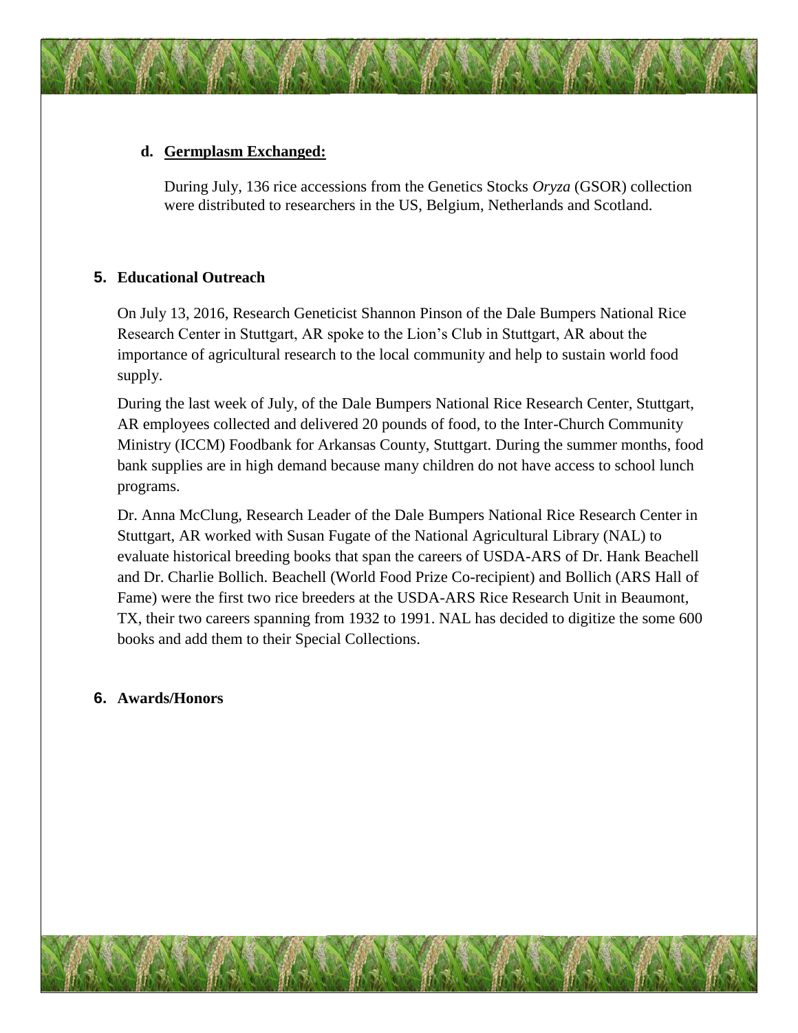### d. <u>Germplasm Exchanged:</u>

During July, 136 rice accessions from the Genetics Stocks *Oryza* (GSOR) collection were distributed to researchers in the US, Belgium, Netherlands and Scotland.

## 5. Educational Outreach

On July 13, 2016, Research Geneticist Shannon Pinson of the Dale Bumpers National Rice Research Center in Stuttgart, AR spoke to the Lion's Club in Stuttgart, AR about the importance of agricultural research to the local community and help to sustain world food supply.

During the last week of July, of the Dale Bumpers National Rice Research Center, Stuttgart, AR employees collected and delivered 20 pounds of food, to the Inter-Church Community Ministry (ICCM) Foodbank for Arkansas County, Stuttgart. During the summer months, food bank supplies are in high demand because many children do not have access to school lunch programs.

Dr. Anna McClung, Research Leader of the Dale Bumpers National Rice Research Center in Stuttgart, AR worked with Susan Fugate of the National Agricultural Library (NAL) to evaluate historical breeding books that span the careers of USDA-ARS of Dr. Hank Beachell and Dr. Charlie Bollich. Beachell (World Food Prize Co-recipient) and Bollich (ARS Hall of Fame) were the first two rice breeders at the USDA-ARS Rice Research Unit in Beaumont, TX, their two careers spanning from 1932 to 1991. NAL has decided to digitize the some 600 books and add them to their Special Collections.

## 6. Awards/Honors